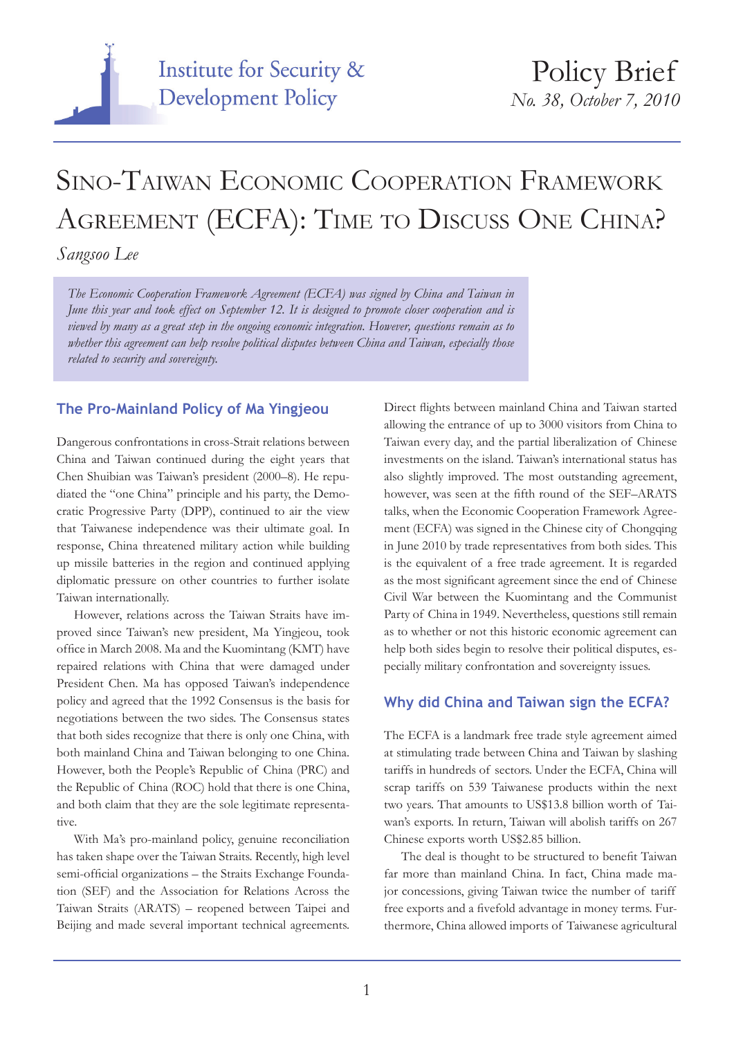Institute for Security & Development Policy

Policy Brief
*No. 38, October 7, 2010*

# Sino-Taiwan Economic Cooperation Framework Agreement (ECFA): Time to Discuss One China?

*Sangsoo Lee*

*The Economic Cooperation Framework Agreement (ECFA) was signed by China and Taiwan in June this year and took effect on September 12. It is designed to promote closer cooperation and is viewed by many as a great step in the ongoing economic integration. However, questions remain as to whether this agreement can help resolve political disputes between China and Taiwan, especially those related to security and sovereignty.*

## The Pro-Mainland Policy of Ma Yingjeou

Dangerous confrontations in cross-Strait relations between China and Taiwan continued during the eight years that Chen Shuibian was Taiwan's president (2000–8). He repudiated the "one China" principle and his party, the Democratic Progressive Party (DPP), continued to air the view that Taiwanese independence was their ultimate goal. In response, China threatened military action while building up missile batteries in the region and continued applying diplomatic pressure on other countries to further isolate Taiwan internationally.

However, relations across the Taiwan Straits have improved since Taiwan's new president, Ma Yingjeou, took office in March 2008. Ma and the Kuomintang (KMT) have repaired relations with China that were damaged under President Chen. Ma has opposed Taiwan's independence policy and agreed that the 1992 Consensus is the basis for negotiations between the two sides. The Consensus states that both sides recognize that there is only one China, with both mainland China and Taiwan belonging to one China. However, both the People's Republic of China (PRC) and the Republic of China (ROC) hold that there is one China, and both claim that they are the sole legitimate representative.

With Ma's pro-mainland policy, genuine reconciliation has taken shape over the Taiwan Straits. Recently, high level semi-official organizations – the Straits Exchange Foundation (SEF) and the Association for Relations Across the Taiwan Straits (ARATS) – reopened between Taipei and Beijing and made several important technical agreements. Direct flights between mainland China and Taiwan started allowing the entrance of up to 3000 visitors from China to Taiwan every day, and the partial liberalization of Chinese investments on the island. Taiwan's international status has also slightly improved. The most outstanding agreement, however, was seen at the fifth round of the SEF–ARATS talks, when the Economic Cooperation Framework Agreement (ECFA) was signed in the Chinese city of Chongqing in June 2010 by trade representatives from both sides. This is the equivalent of a free trade agreement. It is regarded as the most significant agreement since the end of Chinese Civil War between the Kuomintang and the Communist Party of China in 1949. Nevertheless, questions still remain as to whether or not this historic economic agreement can help both sides begin to resolve their political disputes, especially military confrontation and sovereignty issues.

## Why did China and Taiwan sign the ECFA?

The ECFA is a landmark free trade style agreement aimed at stimulating trade between China and Taiwan by slashing tariffs in hundreds of sectors. Under the ECFA, China will scrap tariffs on 539 Taiwanese products within the next two years. That amounts to US$13.8 billion worth of Taiwan's exports. In return, Taiwan will abolish tariffs on 267 Chinese exports worth US$2.85 billion.

The deal is thought to be structured to benefit Taiwan far more than mainland China. In fact, China made major concessions, giving Taiwan twice the number of tariff free exports and a fivefold advantage in money terms. Furthermore, China allowed imports of Taiwanese agricultural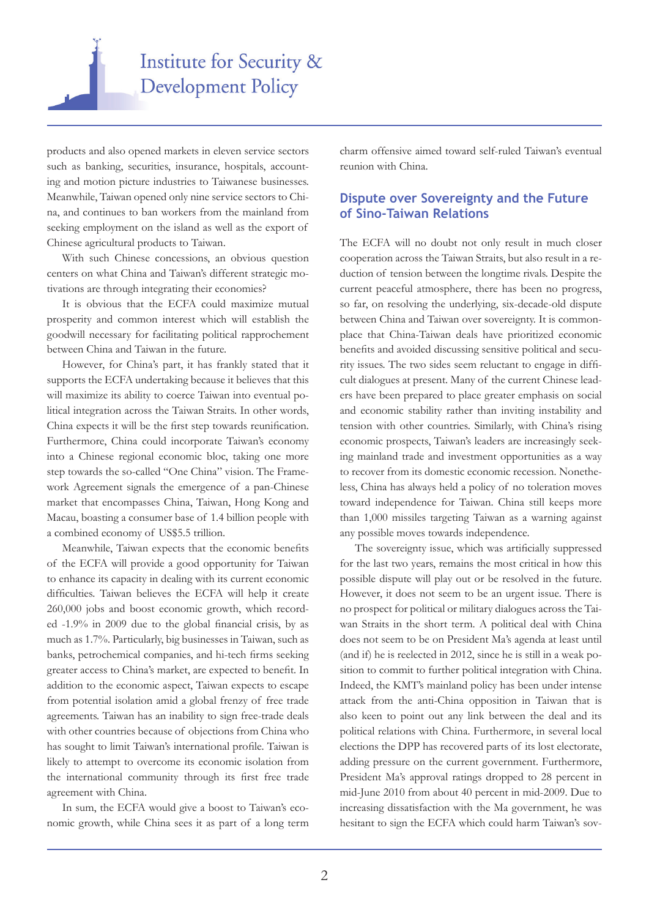products and also opened markets in eleven service sectors such as banking, securities, insurance, hospitals, accounting and motion picture industries to Taiwanese businesses. Meanwhile, Taiwan opened only nine service sectors to China, and continues to ban workers from the mainland from seeking employment on the island as well as the export of Chinese agricultural products to Taiwan.

With such Chinese concessions, an obvious question centers on what China and Taiwan's different strategic motivations are through integrating their economies?

It is obvious that the ECFA could maximize mutual prosperity and common interest which will establish the goodwill necessary for facilitating political rapprochement between China and Taiwan in the future.

However, for China's part, it has frankly stated that it supports the ECFA undertaking because it believes that this will maximize its ability to coerce Taiwan into eventual political integration across the Taiwan Straits. In other words, China expects it will be the first step towards reunification. Furthermore, China could incorporate Taiwan's economy into a Chinese regional economic bloc, taking one more step towards the so-called "One China" vision. The Framework Agreement signals the emergence of a pan-Chinese market that encompasses China, Taiwan, Hong Kong and Macau, boasting a consumer base of 1.4 billion people with a combined economy of US$5.5 trillion.

Meanwhile, Taiwan expects that the economic benefits of the ECFA will provide a good opportunity for Taiwan to enhance its capacity in dealing with its current economic difficulties. Taiwan believes the ECFA will help it create 260,000 jobs and boost economic growth, which recorded -1.9% in 2009 due to the global financial crisis, by as much as 1.7%. Particularly, big businesses in Taiwan, such as banks, petrochemical companies, and hi-tech firms seeking greater access to China's market, are expected to benefit. In addition to the economic aspect, Taiwan expects to escape from potential isolation amid a global frenzy of free trade agreements. Taiwan has an inability to sign free-trade deals with other countries because of objections from China who has sought to limit Taiwan's international profile. Taiwan is likely to attempt to overcome its economic isolation from the international community through its first free trade agreement with China.

In sum, the ECFA would give a boost to Taiwan's economic growth, while China sees it as part of a long term charm offensive aimed toward self-ruled Taiwan's eventual reunion with China.

## Dispute over Sovereignty and the Future of Sino-Taiwan Relations

The ECFA will no doubt not only result in much closer cooperation across the Taiwan Straits, but also result in a reduction of tension between the longtime rivals. Despite the current peaceful atmosphere, there has been no progress, so far, on resolving the underlying, six-decade-old dispute between China and Taiwan over sovereignty. It is commonplace that China-Taiwan deals have prioritized economic benefits and avoided discussing sensitive political and security issues. The two sides seem reluctant to engage in difficult dialogues at present. Many of the current Chinese leaders have been prepared to place greater emphasis on social and economic stability rather than inviting instability and tension with other countries. Similarly, with China's rising economic prospects, Taiwan's leaders are increasingly seeking mainland trade and investment opportunities as a way to recover from its domestic economic recession. Nonetheless, China has always held a policy of no toleration moves toward independence for Taiwan. China still keeps more than 1,000 missiles targeting Taiwan as a warning against any possible moves towards independence.

The sovereignty issue, which was artificially suppressed for the last two years, remains the most critical in how this possible dispute will play out or be resolved in the future. However, it does not seem to be an urgent issue. There is no prospect for political or military dialogues across the Taiwan Straits in the short term. A political deal with China does not seem to be on President Ma's agenda at least until (and if) he is reelected in 2012, since he is still in a weak position to commit to further political integration with China. Indeed, the KMT's mainland policy has been under intense attack from the anti-China opposition in Taiwan that is also keen to point out any link between the deal and its political relations with China. Furthermore, in several local elections the DPP has recovered parts of its lost electorate, adding pressure on the current government. Furthermore, President Ma's approval ratings dropped to 28 percent in mid-June 2010 from about 40 percent in mid-2009. Due to increasing dissatisfaction with the Ma government, he was hesitant to sign the ECFA which could harm Taiwan's sov-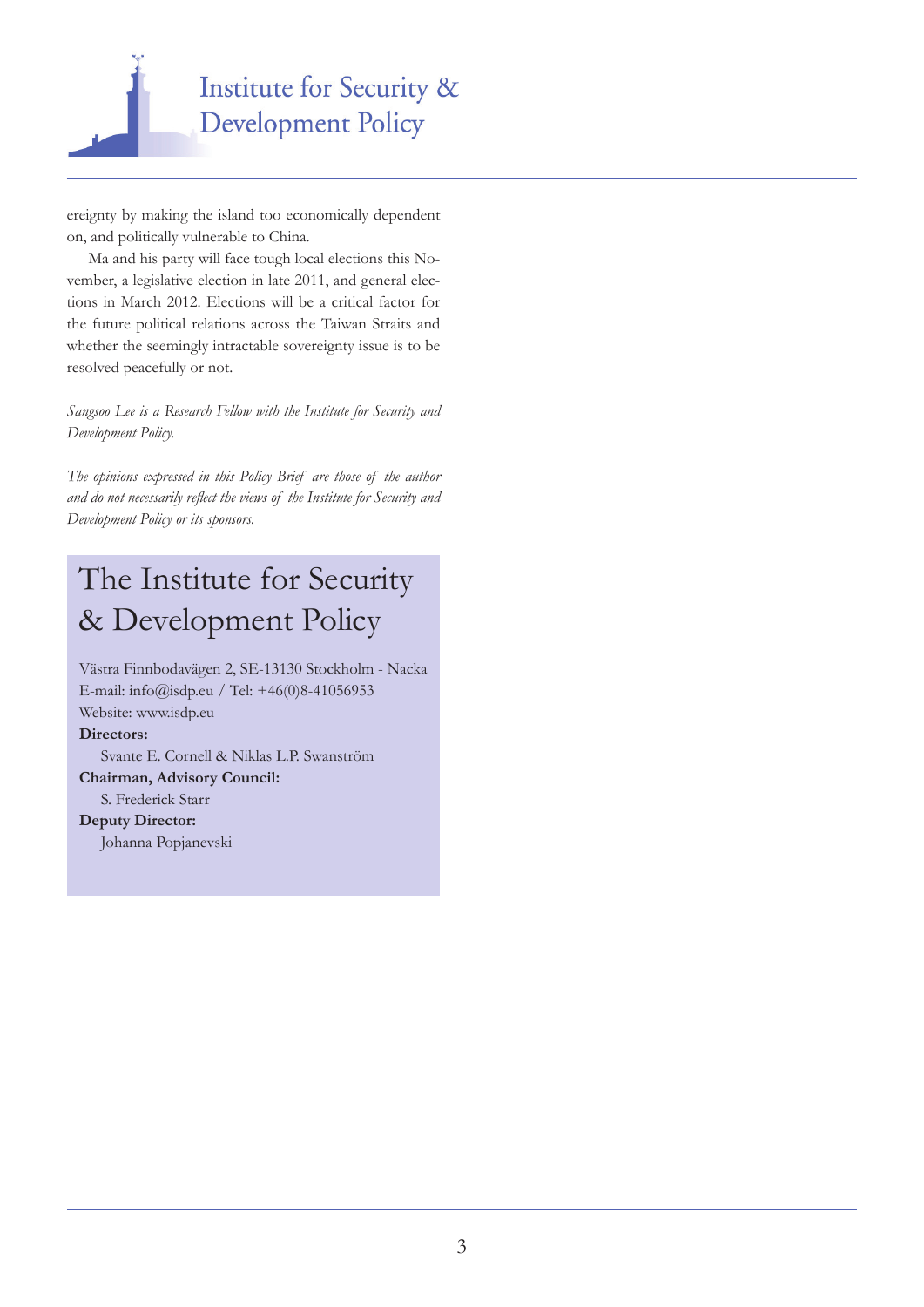ereignty by making the island too economically dependent on, and politically vulnerable to China.

Ma and his party will face tough local elections this November, a legislative election in late 2011, and general elections in March 2012. Elections will be a critical factor for the future political relations across the Taiwan Straits and whether the seemingly intractable sovereignty issue is to be resolved peacefully or not.

*Sangsoo Lee is a Research Fellow with the Institute for Security and Development Policy.*

*The opinions expressed in this Policy Brief are those of the author and do not necessarily reflect the views of the Institute for Security and Development Policy or its sponsors.*

## The Institute for Security & Development Policy

Västra Finnbodavägen 2, SE-13130 Stockholm - Nacka
E-mail: info@isdp.eu / Tel: +46(0)8-41056953
Website: www.isdp.eu

**Directors:**
Svante E. Cornell & Niklas L.P. Swanström

**Chairman, Advisory Council:**
S. Frederick Starr

**Deputy Director:**
Johanna Popjanevski